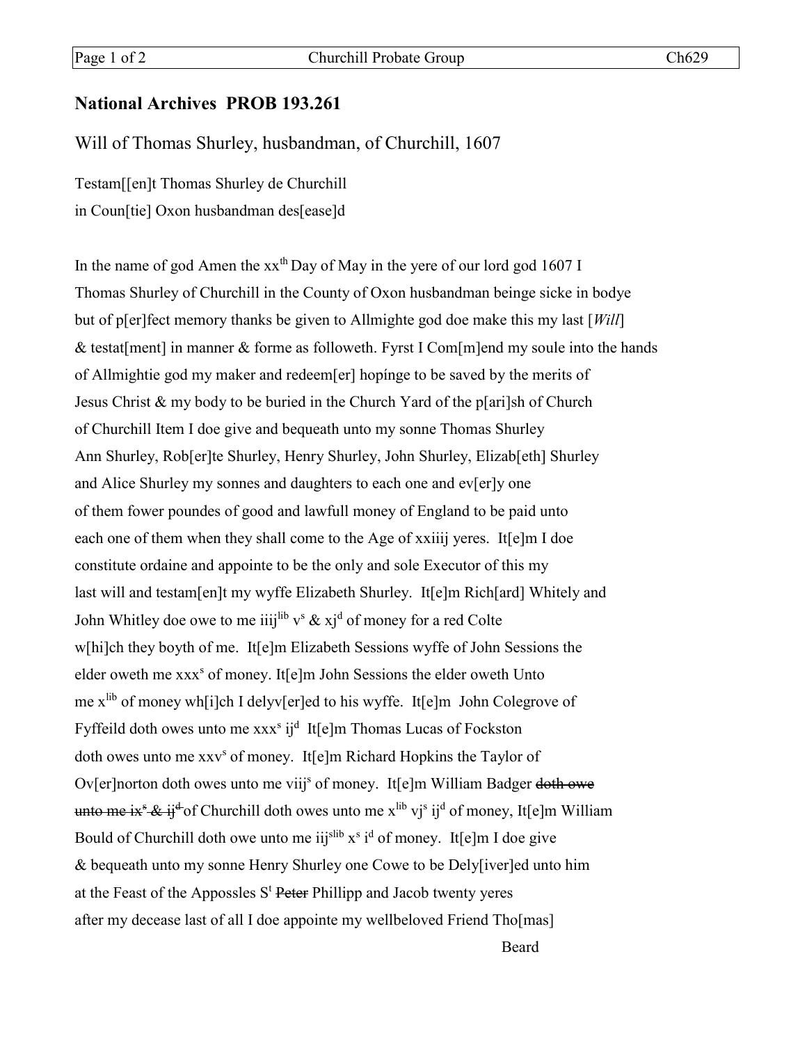## National Archives PROB 193.261

### Will of Thomas Shurley, husbandman, of Churchill, 1607

Testam[[en]t Thomas Shurley de Churchill
in Coun[tie] Oxon husbandman des[ease]d

In the name of god Amen the xx$^{th}$ Day of May in the yere of our lord god 1607 I
Thomas Shurley of Churchill in the County of Oxon husbandman beinge sicke in bodye
but of p[er]fect memory thanks be given to Allmighte god doe make this my last [*Will*]
& testat[ment] in manner & forme as followeth. Fyrst I Com[m]end my soule into the hands
of Allmightie god my maker and redeem[er] hopínge to be saved by the merits of
Jesus Christ & my body to be buried in the Church Yard of the p[ari]sh of Church
of Churchill Item I doe give and bequeath unto my sonne Thomas Shurley
Ann Shurley, Rob[er]te Shurley, Henry Shurley, John Shurley, Elizab[eth] Shurley
and Alice Shurley my sonnes and daughters to each one and ev[er]y one
of them fower poundes of good and lawfull money of England to be paid unto
each one of them when they shall come to the Age of xxiiij yeres. It[e]m I doe
constitute ordaine and appointe to be the only and sole Executor of this my
last will and testam[en]t my wyffe Elizabeth Shurley. It[e]m Rich[ard] Whitely and
John Whitley doe owe to me iiij$^{lib}$ v$^{s}$ & xj$^{d}$ of money for a red Colte
w[hi]ch they boyth of me. It[e]m Elizabeth Sessions wyffe of John Sessions the
elder oweth me xxx$^{s}$ of money. It[e]m John Sessions the elder oweth Unto
me x$^{lib}$ of money wh[i]ch I delyv[er]ed to his wyffe. It[e]m John Colegrove of
Fyffeild doth owes unto me xxx$^{s}$ ij$^{d}$ It[e]m Thomas Lucas of Fockston
doth owes unto me xxv$^{s}$ of money. It[e]m Richard Hopkins the Taylor of
Ov[er]norton doth owes unto me viij$^{s}$ of money. It[e]m William Badger ~~doth owe
unto me ix$^{s}$ & ij$^{d}$~~ of Churchill doth owes unto me x$^{lib}$ vj$^{s}$ ij$^{d}$ of money, It[e]m William
Bould of Churchill doth owe unto me iij$^{slib}$ x$^{s}$ i$^{d}$ of money. It[e]m I doe give
& bequeath unto my sonne Henry Shurley one Cowe to be Dely[iver]ed unto him
at the Feast of the Appossles S$^{t}$ ~~Peter~~ Phillipp and Jacob twenty yeres
after my decease last of all I doe appointe my wellbeloved Friend Tho[mas]
Beard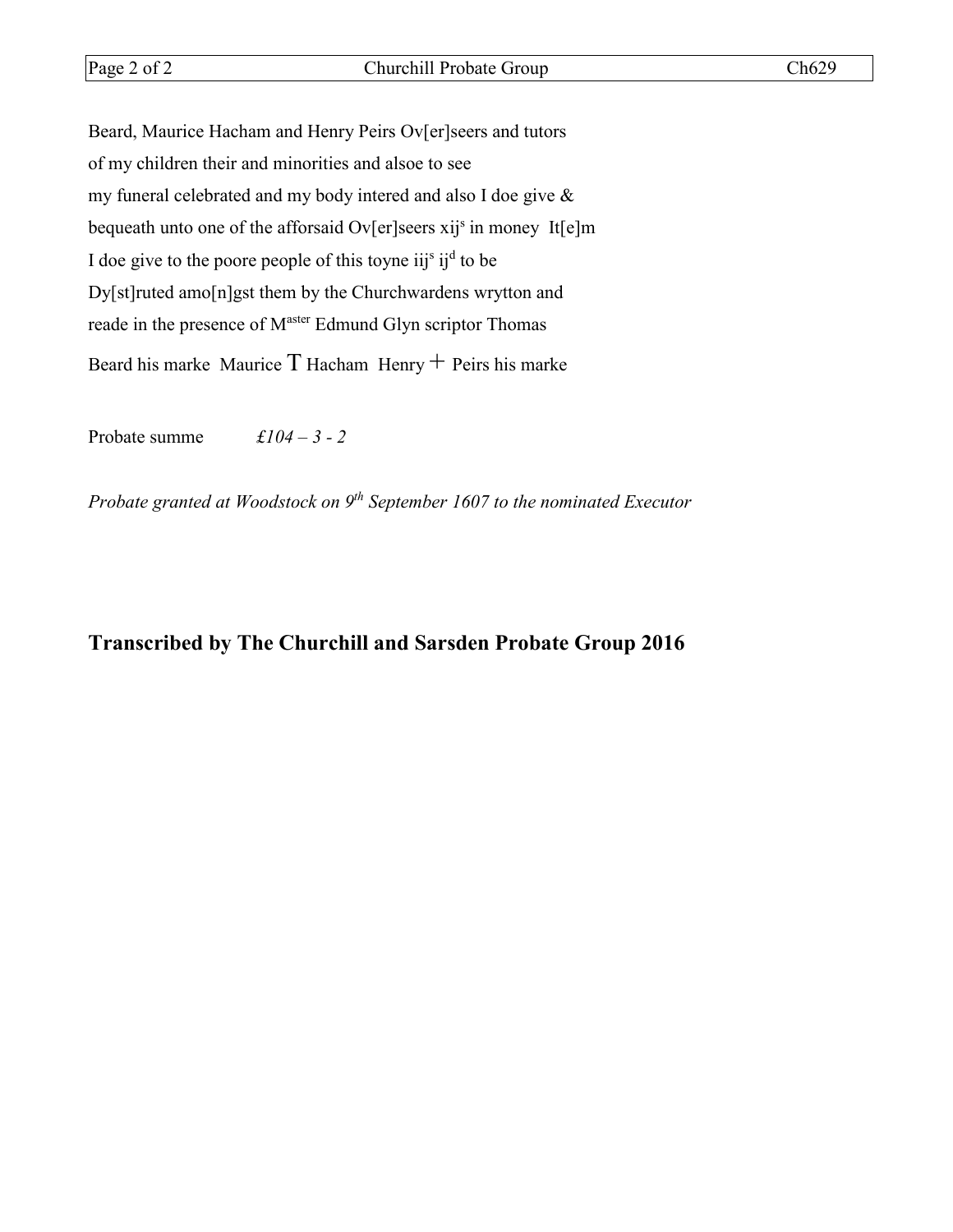Beard, Maurice Hacham and Henry Peirs Ov[er]seers and tutors
of my children their and minorities and alsoe to see
my funeral celebrated and my body intered and also I doe give &
bequeath unto one of the afforsaid Ov[er]seers xij$^{s}$ in money It[e]m
I doe give to the poore people of this toyne iij$^{s}$ ij$^{d}$ to be
Dy[st]ruted amo[n]gst them by the Churchwardens wrytton and
reade in the presence of M$^{aster}$ Edmund Glyn scriptor Thomas
Beard his marke Maurice T Hacham Henry + Peirs his marke

Probate summe *£104 – 3 - 2*

*Probate granted at Woodstock on 9$^{th}$ September 1607 to the nominated Executor*

**Transcribed by The Churchill and Sarsden Probate Group 2016**